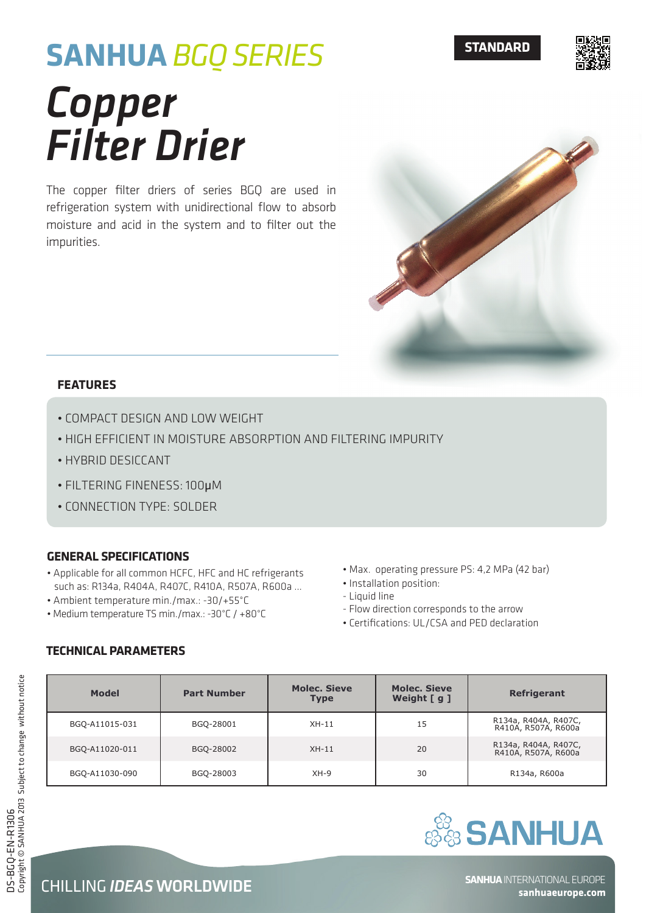# SANHUA *BGQ SERIES*

**STANDARD**

# *Copper Filter Drier*

The copper filter driers of series BGQ are used in refrigeration system with unidirectional flow to absorb moisture and acid in the system and to filter out the impurities.

## FEATURES

- COMPACT DESIGN AND LOW WEIGHT
- HIGH EFFICIENT IN MOISTURE ABSORPTION AND FILTERING IMPURITY
- HYBRID DESICCANT
- FILTERING FINENESS: 100μM
- CONNECTION TYPE: SOLDER

## GENERAL SPECIFICATIONS

- Applicable for all common HCFC, HFC and HC refrigerants such as: R134a, R404A, R407C, R410A, R507A, R600a ...
- Ambient temperature min./max.: -30/+55°C
- Medium temperature TS min./max.: -30°C / +80°C
- Max. operating pressure PS: 4,2 MPa (42 bar)
- Installation position:
  - Liquid line
  - Flow direction corresponds to the arrow
- Certifications: UL/CSA and PED declaration

## TECHNICAL PARAMETERS

| Model | Part Number | Molec. Sieve Type | Molec. Sieve Weight [ g ] | Refrigerant |
|---|---|---|---|---|
| BGQ-A11015-031 | BGQ-28001 | XH-11 | 15 | R134a, R404A, R407C, R410A, R507A, R600a |
| BGQ-A11020-011 | BGQ-28002 | XH-11 | 20 | R134a, R404A, R407C, R410A, R507A, R600a |
| BGQ-A11030-090 | BGQ-28003 | XH-9 | 30 | R134a, R600a |

DS-BGQ-EN-R1306
Copyright © SANHUA 2013 Subject to change without notice

SANHUA

CHILLING *IDEAS* WORLDWIDE

**SANHUA** INTERNATIONAL EUROPE
**sanhuaeurope.com**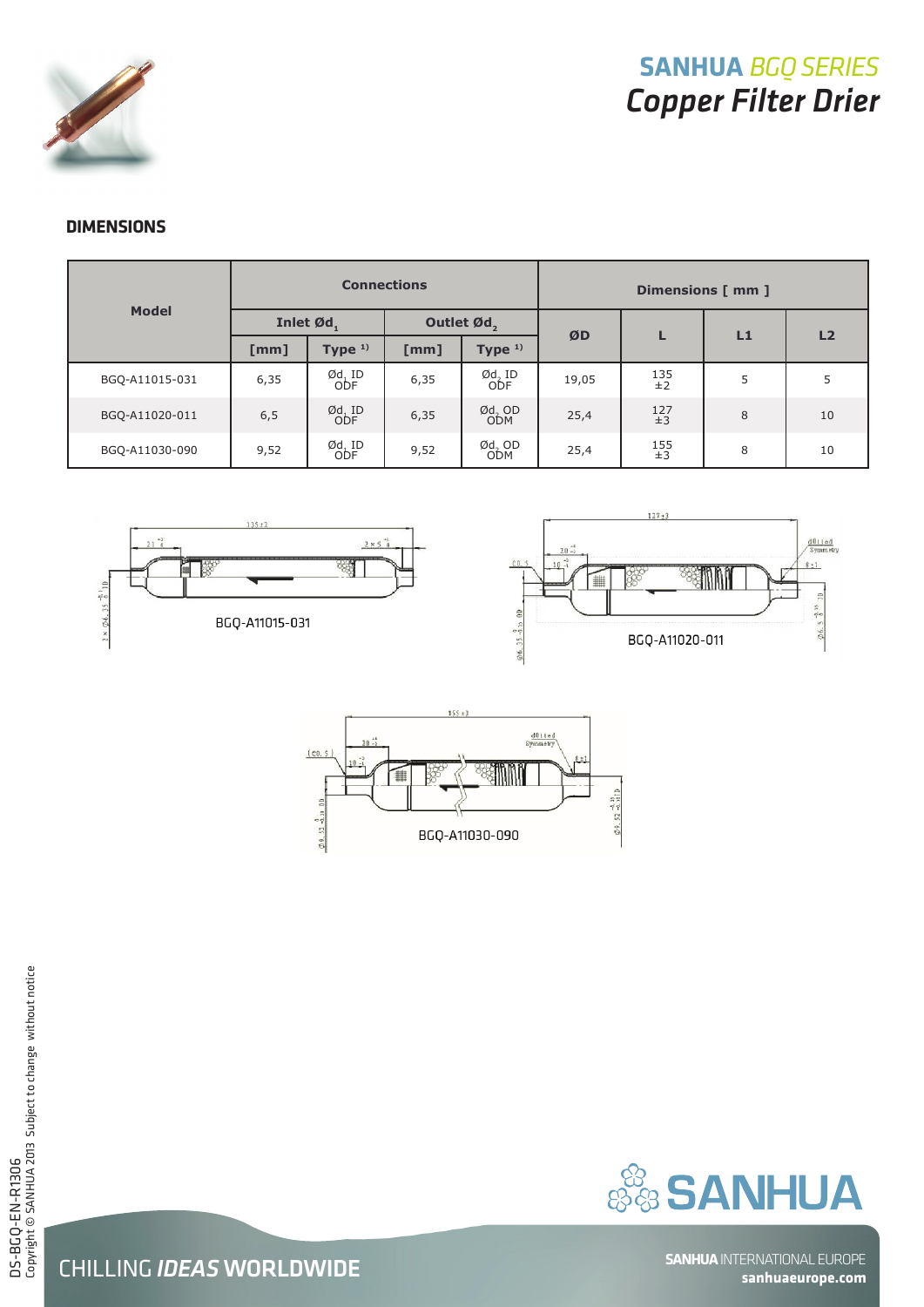# SANHUA *BGQ SERIES*

## *Copper Filter Drier*

### DIMENSIONS

| Model | Connections | | | | Dimensions [ mm ] | | | |
|---|---|---|---|---|---|---|---|---|
| | Inlet Ød1 | | Outlet Ød2 | | ØD | L | L1 | L2 |
| | [mm] | Type 1) | [mm] | Type 1) | | | | |
| BGQ-A11015-031 | 6,35 | Ød1 ID ODF | 6,35 | Ød2 ID ODF | 19,05 | 135 ±2 | 5 | 5 |
| BGQ-A11020-011 | 6,5 | Ød1 ID ODF | 6,35 | Ød2 OD ODM | 25,4 | 127 ±3 | 8 | 10 |
| BGQ-A11030-090 | 9,52 | Ød1 ID ODF | 9,52 | Ød2 OD ODM | 25,4 | 155 ±3 | 8 | 10 |

BGQ-A11015-031

BGQ-A11020-011

BGQ-A11030-090

DS-BGQ-EN-R1306
Copyright © SANHUA 2013 Subject to change without notice

SANHUA

CHILLING *IDEAS* WORLDWIDE

**SANHUA** INTERNATIONAL EUROPE
**sanhuaeurope.com**